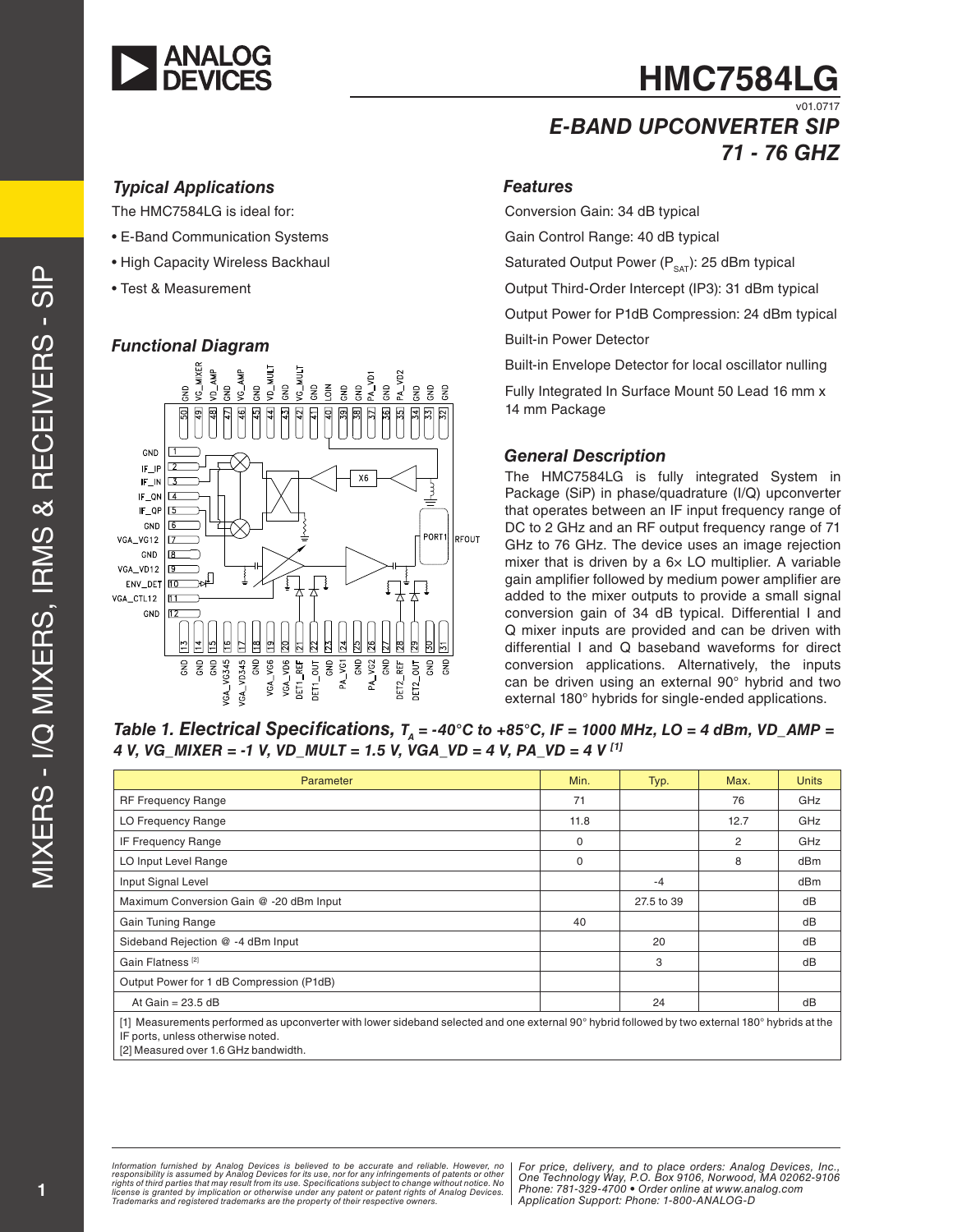# HMC7584LG

v01.0717

## E-BAND UPCONVERTER SIP 71 - 76 GHZ

### Typical Applications

The HMC7584LG is ideal for:

- E-Band Communication Systems
- High Capacity Wireless Backhaul
- Test & Measurement

### Functional Diagram

### Features

Conversion Gain: 34 dB typical

Gain Control Range: 40 dB typical

Saturated Output Power ($P_{SAT}$): 25 dBm typical

Output Third-Order Intercept (IP3): 31 dBm typical

Output Power for P1dB Compression: 24 dBm typical

Built-in Power Detector

Built-in Envelope Detector for local oscillator nulling

Fully Integrated In Surface Mount 50 Lead 16 mm x 14 mm Package

### General Description

The HMC7584LG is fully integrated System in Package (SiP) in phase/quadrature (I/Q) upconverter that operates between an IF input frequency range of DC to 2 GHz and an RF output frequency range of 71 GHz to 76 GHz. The device uses an image rejection mixer that is driven by a 6× LO multiplier. A variable gain amplifier followed by medium power amplifier are added to the mixer outputs to provide a small signal conversion gain of 34 dB typical. Differential I and Q mixer inputs are provided and can be driven with differential I and Q baseband waveforms for direct conversion applications. Alternatively, the inputs can be driven using an external 90° hybrid and two external 180° hybrids for single-ended applications.

### Table 1. Electrical Specifications, $T_A$ = -40°C to +85°C, IF = 1000 MHz, LO = 4 dBm, VD_AMP = 4 V, VG_MIXER = -1 V, VD_MULT = 1.5 V, VGA_VD = 4 V, PA_VD = 4 V [1]

| Parameter | Min. | Typ. | Max. | Units |
|---|---|---|---|---|
| RF Frequency Range | 71 | | 76 | GHz |
| LO Frequency Range | 11.8 | | 12.7 | GHz |
| IF Frequency Range | 0 | | 2 | GHz |
| LO Input Level Range | 0 | | 8 | dBm |
| Input Signal Level | | -4 | | dBm |
| Maximum Conversion Gain @ -20 dBm Input | | 27.5 to 39 | | dB |
| Gain Tuning Range | 40 | | | dB |
| Sideband Rejection @ -4 dBm Input | | 20 | | dB |
| Gain Flatness [2] | | 3 | | dB |
| Output Power for 1 dB Compression (P1dB) | | | | |
| At Gain = 23.5 dB | | 24 | | dB |

[1] Measurements performed as upconverter with lower sideband selected and one external 90° hybrid followed by two external 180° hybrids at the IF ports, unless otherwise noted.
[2] Measured over 1.6 GHz bandwidth.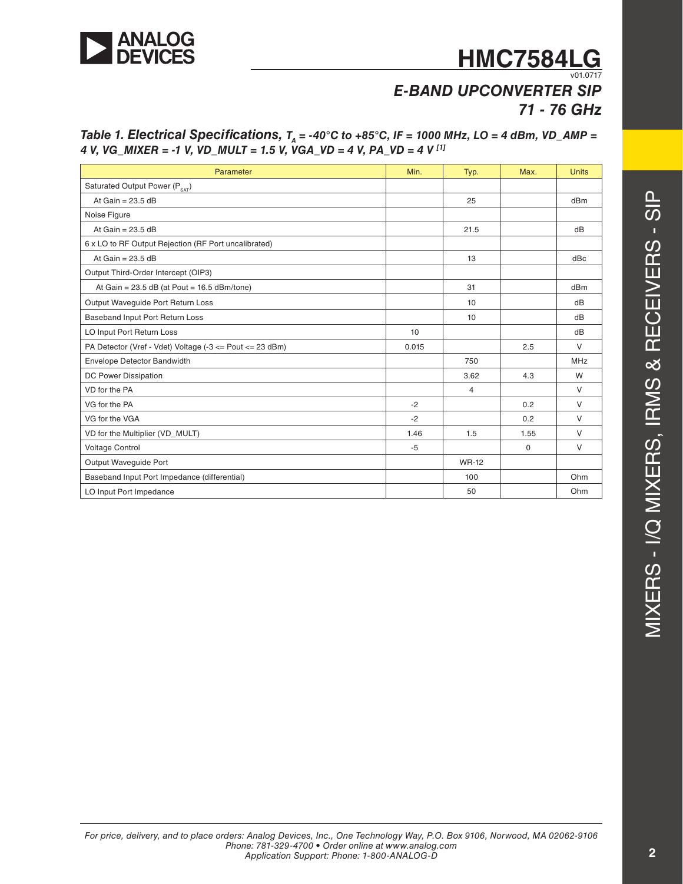### Table 1. Electrical Specifications, $T_A$ = -40°C to +85°C, IF = 1000 MHz, LO = 4 dBm, VD_AMP = 4 V, VG_MIXER = -1 V, VD_MULT = 1.5 V, VGA_VD = 4 V, PA_VD = 4 V [1]

| Parameter | Min. | Typ. | Max. | Units |
|---|---|---|---|---|
| Saturated Output Power ($P_{SAT}$) | | | | |
| At Gain = 23.5 dB | | 25 | | dBm |
| Noise Figure | | | | |
| At Gain = 23.5 dB | | 21.5 | | dB |
| 6 x LO to RF Output Rejection (RF Port uncalibrated) | | | | |
| At Gain = 23.5 dB | | 13 | | dBc |
| Output Third-Order Intercept (OIP3) | | | | |
| At Gain = 23.5 dB (at Pout = 16.5 dBm/tone) | | 31 | | dBm |
| Output Waveguide Port Return Loss | | 10 | | dB |
| Baseband Input Port Return Loss | | 10 | | dB |
| LO Input Port Return Loss | 10 | | | dB |
| PA Detector (Vref - Vdet) Voltage (-3 <= Pout <= 23 dBm) | 0.015 | | 2.5 | V |
| Envelope Detector Bandwidth | | 750 | | MHz |
| DC Power Dissipation | | 3.62 | 4.3 | W |
| VD for the PA | | 4 | | V |
| VG for the PA | -2 | | 0.2 | V |
| VG for the VGA | -2 | | 0.2 | V |
| VD for the Multiplier (VD_MULT) | 1.46 | 1.5 | 1.55 | V |
| Voltage Control | -5 | | 0 | V |
| Output Waveguide Port | | WR-12 | | |
| Baseband Input Port Impedance (differential) | | 100 | | Ohm |
| LO Input Port Impedance | | 50 | | Ohm |